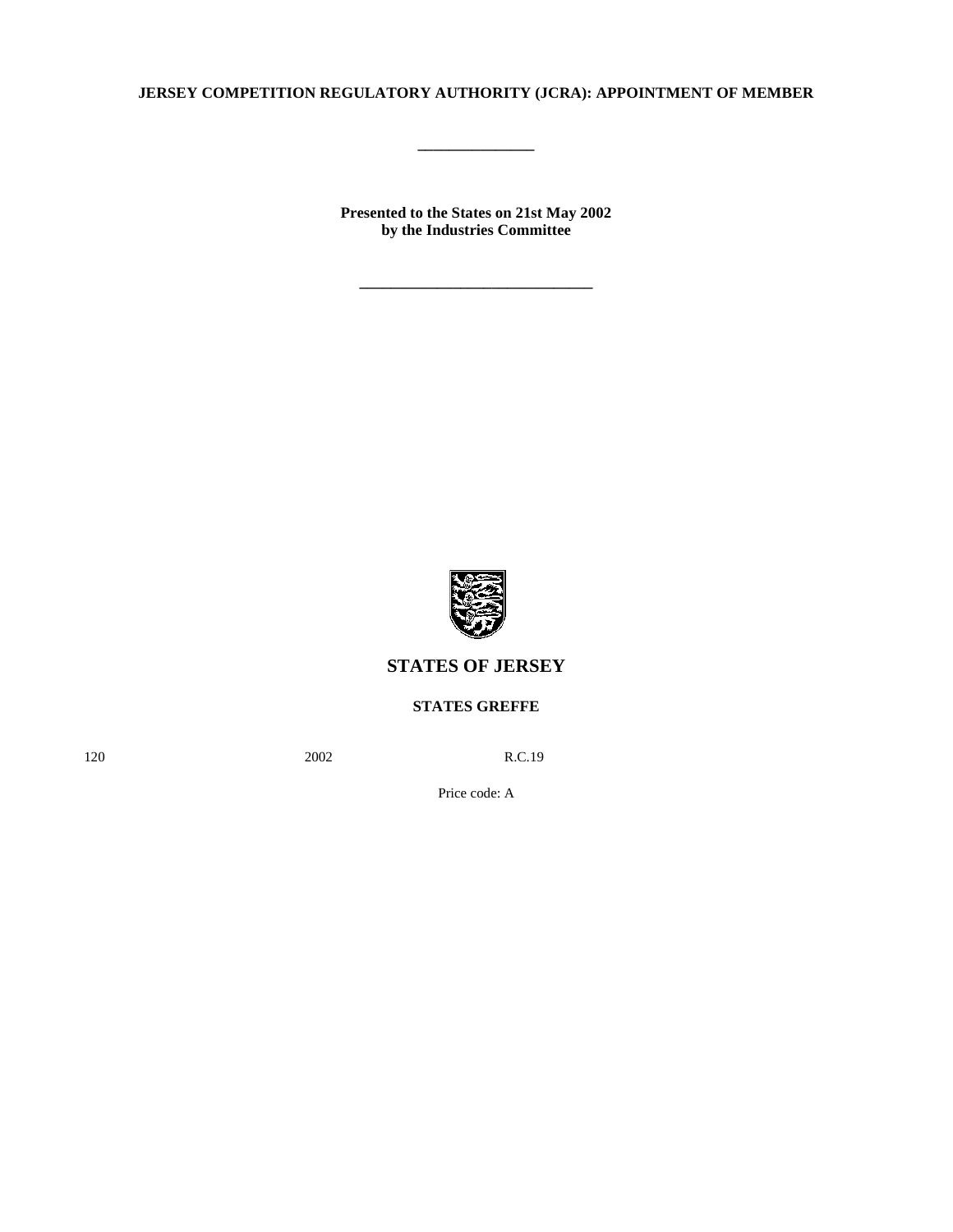# JERSEY COMPETITION REGULATORY AUTHORITY (JCRA): APPOINTMENT OF MEMBER

---

**Presented to the States on 21st May 2002**
**by the Industries Committee**

---

## STATES OF JERSEY

### STATES GREFFE

120 2002 R.C.19

Price code: A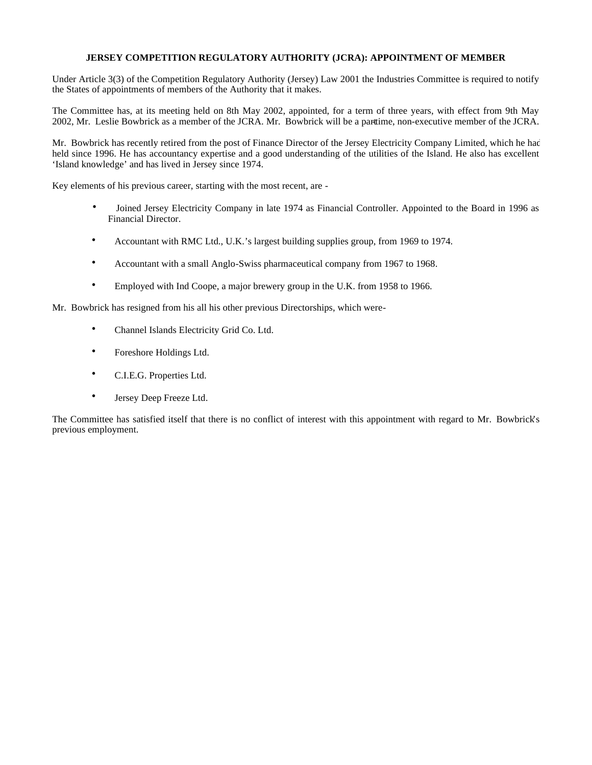**JERSEY COMPETITION REGULATORY AUTHORITY (JCRA): APPOINTMENT OF MEMBER**

Under Article 3(3) of the Competition Regulatory Authority (Jersey) Law 2001 the Industries Committee is required to notify the States of appointments of members of the Authority that it makes.

The Committee has, at its meeting held on 8th May 2002, appointed, for a term of three years, with effect from 9th May 2002, Mr. Leslie Bowbrick as a member of the JCRA. Mr. Bowbrick will be a part-time, non-executive member of the JCRA.

Mr. Bowbrick has recently retired from the post of Finance Director of the Jersey Electricity Company Limited, which he had held since 1996. He has accountancy expertise and a good understanding of the utilities of the Island. He also has excellent 'Island knowledge' and has lived in Jersey since 1974.

Key elements of his previous career, starting with the most recent, are -

- Joined Jersey Electricity Company in late 1974 as Financial Controller. Appointed to the Board in 1996 as Financial Director.
- Accountant with RMC Ltd., U.K.'s largest building supplies group, from 1969 to 1974.
- Accountant with a small Anglo-Swiss pharmaceutical company from 1967 to 1968.
- Employed with Ind Coope, a major brewery group in the U.K. from 1958 to 1966.

Mr. Bowbrick has resigned from his all his other previous Directorships, which were-

- Channel Islands Electricity Grid Co. Ltd.
- Foreshore Holdings Ltd.
- C.I.E.G. Properties Ltd.
- Jersey Deep Freeze Ltd.

The Committee has satisfied itself that there is no conflict of interest with this appointment with regard to Mr. Bowbrick's previous employment.